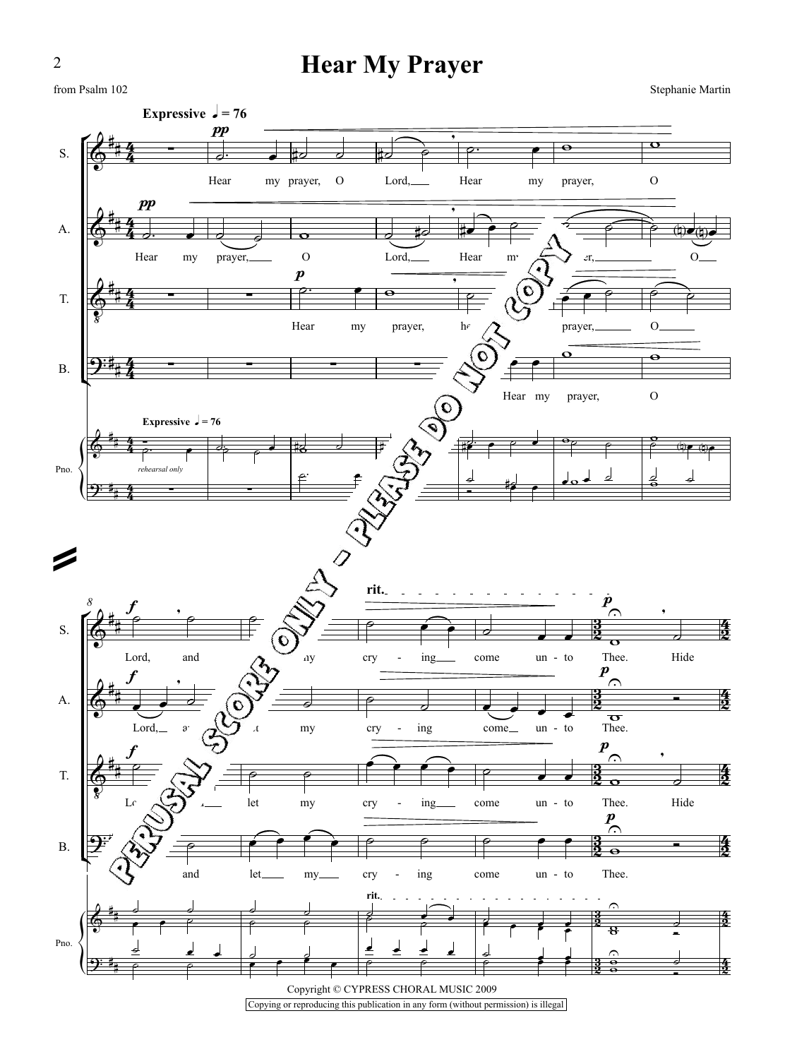# Hear My Prayer

from Psalm 102

Stephanie Martin

Copyright © CYPRESS CHORAL MUSIC 2009

Copying or reproducing this publication in any form (without permission) is illegal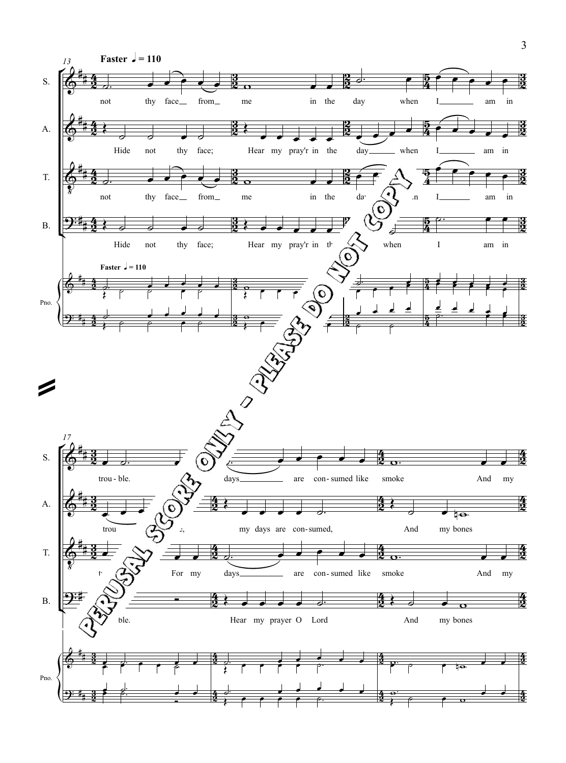**Faster ♩ = 110**

S. — not thy face from me in the day when I am in trou - ble. days are con - sumed like smoke And my

A. — Hide not thy face; Hear my pray'r in the day when I am in trou ... my days are con - sumed, And my bones

T. — not thy face from me in the day ... I am in ... For my days are con - sumed like smoke And my

B. — Hide not thy face; Hear my pray'r in ... when I am in ... ble. Hear my prayer O Lord And my bones

PERUSAL SCORE ONLY – PLEASE DO NOT COPY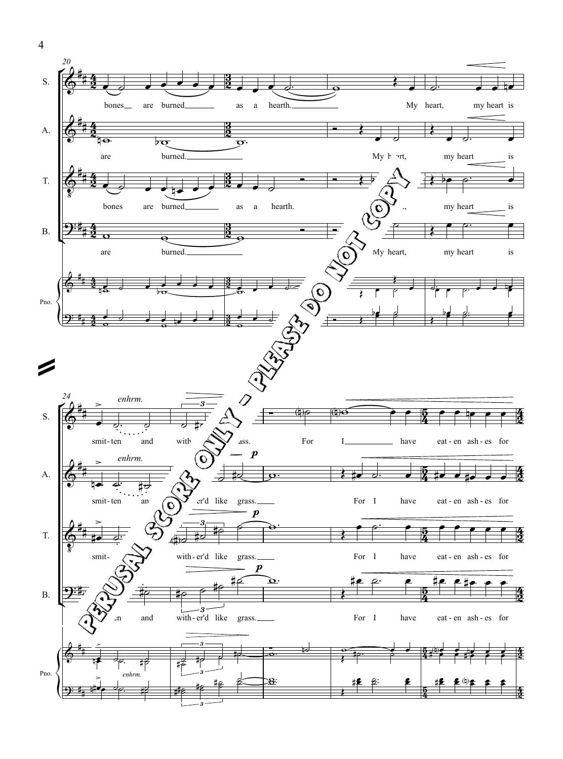PERUSAL SCORE ONLY – PLEASE DO NOT COPY

**20**

S.: bones__ are burned______ as a hearth.__________ My heart, my heart is

A.: are burned.__________ My heart, my heart is

T.: bones are burned______ as a hearth. My heart, my heart is

B.: are burned.__________ My heart, my heart is

Pno.

**24**

S.: *enhrm.* smit-ten and with-er'd like grass. For I______ have eat-en ash-es for

A.: *enhrm.* smit-ten and with-er'd like grass.____ *p* For I have eat-en ash-es for

T.: smit-ten and with-er'd like grass.____ *p* For I have eat-en ash-es for

B.: smit-ten and with-er'd like grass.____ *p* For I have eat-en ash-es for

Pno. *enhrm.*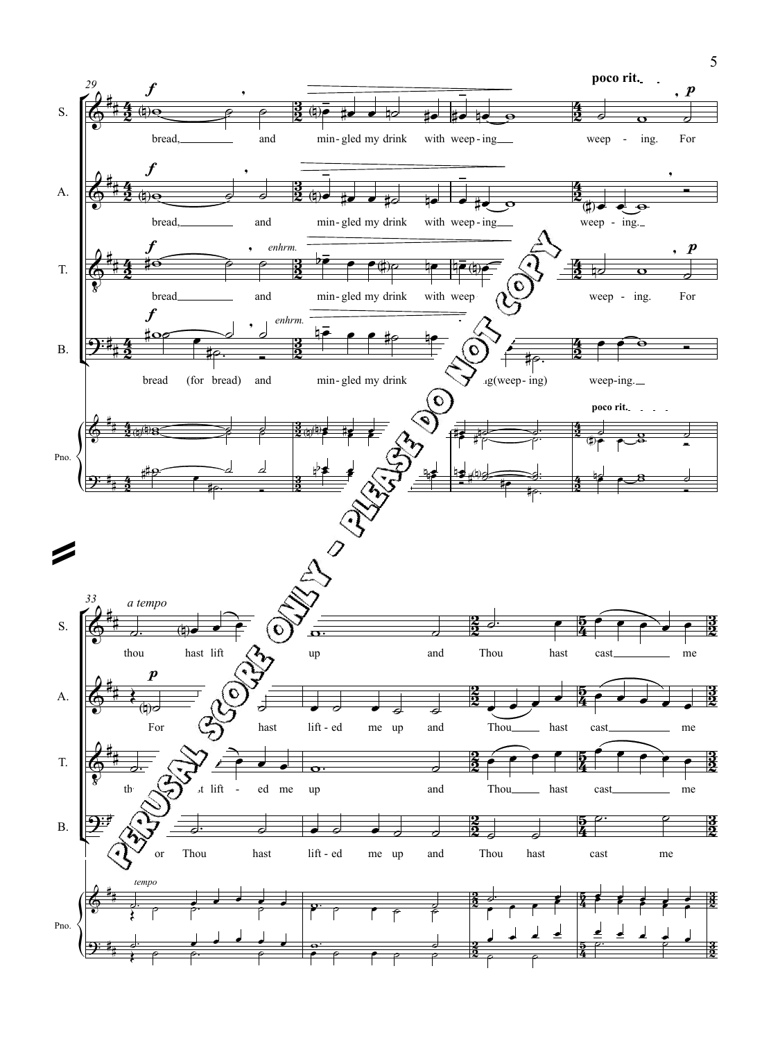**poco rit.**

S. bread, and min-gled my drink with weep-ing weep - ing. For

A. bread, and min-gled my drink with weep-ing weep - ing.

T. bread *enhrm.* and min-gled my drink with weep- weep - ing. For

B. bread (for bread) *enhrm.* and min-gled my drink ...ng(weep-ing) weep-ing.

Pno. **poco rit.**

PERUSAL SCORE ONLY - PLEASE DO NOT COPY

*a tempo*

S. thou hast lift up and Thou hast cast me

A. For hast lift-ed me up and Thou hast cast me

T. th... ...t lift - ed me up and Thou hast cast me

B. ...or Thou hast lift-ed me up and Thou hast cast me

Pno. *tempo*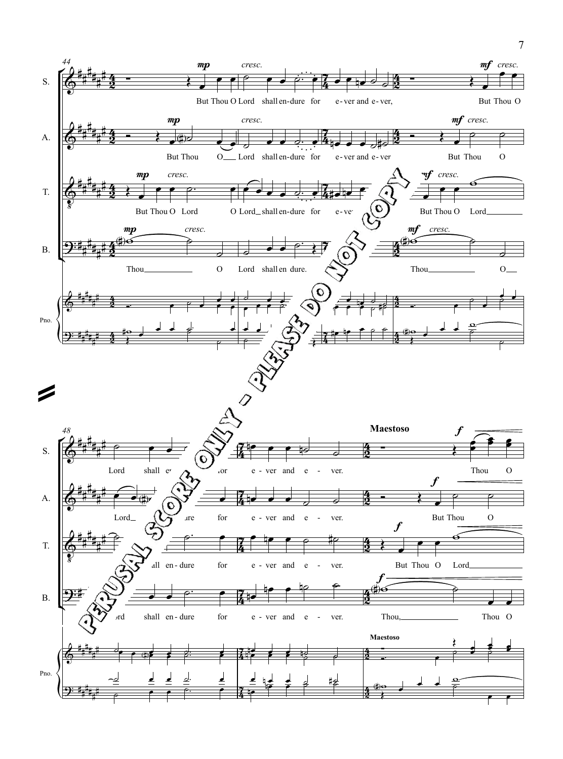S. But Thou O Lord shall en-dure for e-ver and e-ver, But Thou O

A. But Thou O Lord shall en-dure for e-ver and e-ver But Thou O

T. But Thou O Lord O Lord shall en-dure for e-ver But Thou O Lord

B. Thou O Lord shall en dure. Thou O

Pno.

**Maestoso**

S. Lord shall en-dure for e-ver and e-ver. Thou O

A. Lord shall en-dure for e-ver and e-ver. But Thou O

T. shall en-dure for e-ver and e-ver. But Thou O Lord

B. Lord shall en-dure for e-ver and e-ver. Thou, Thou O

Pno.

PERUSAL SCORE ONLY - PLEASE DO NOT COPY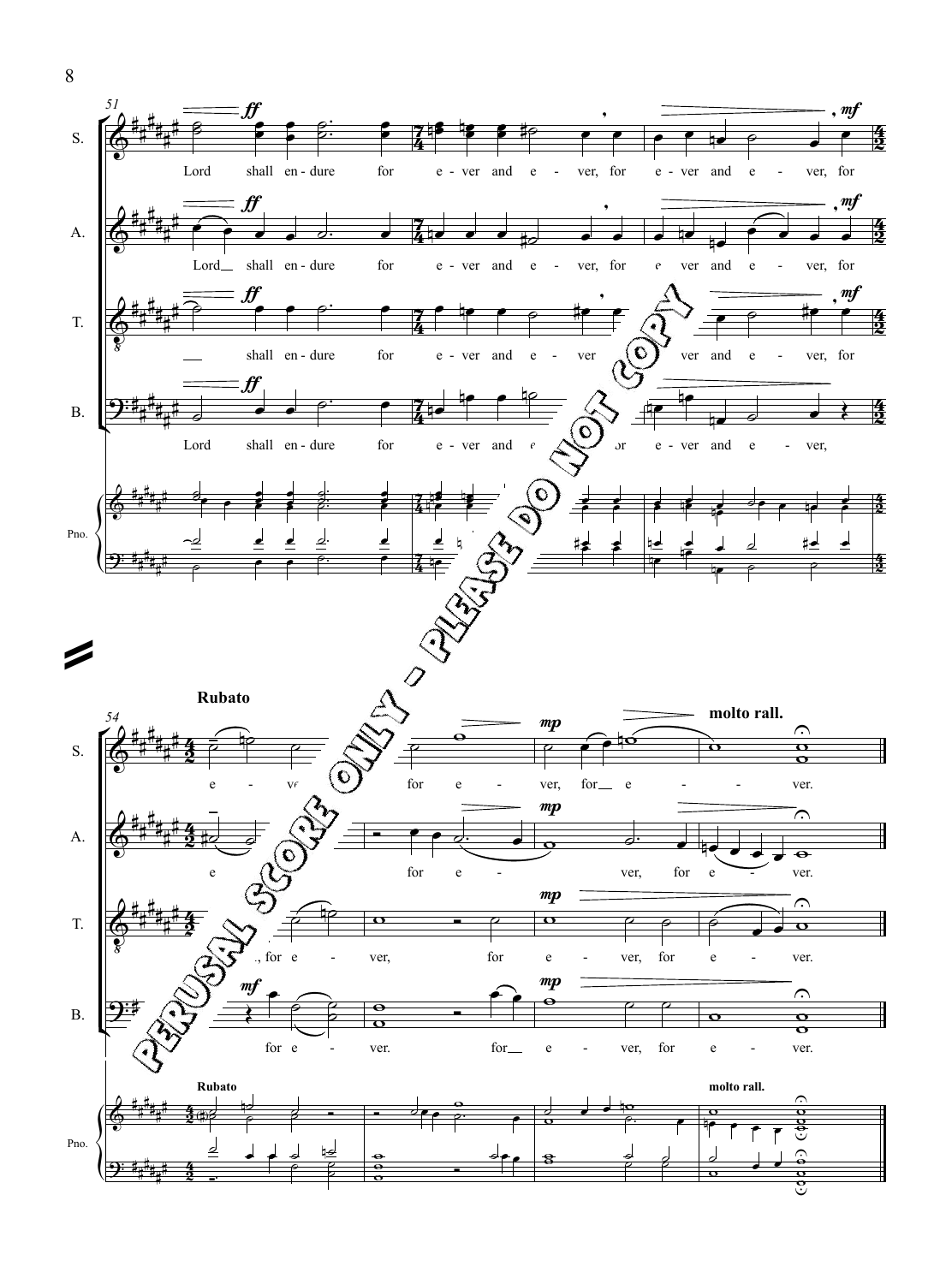Lord shall en - dure for e - ver and e - ver, for e - ver and e - ver, for

Rubato

e - ver, for e - ver, for e - ver, for e - - - ver.

molto rall.

PERUSAL SCORE ONLY - PLEASE DO NOT COPY